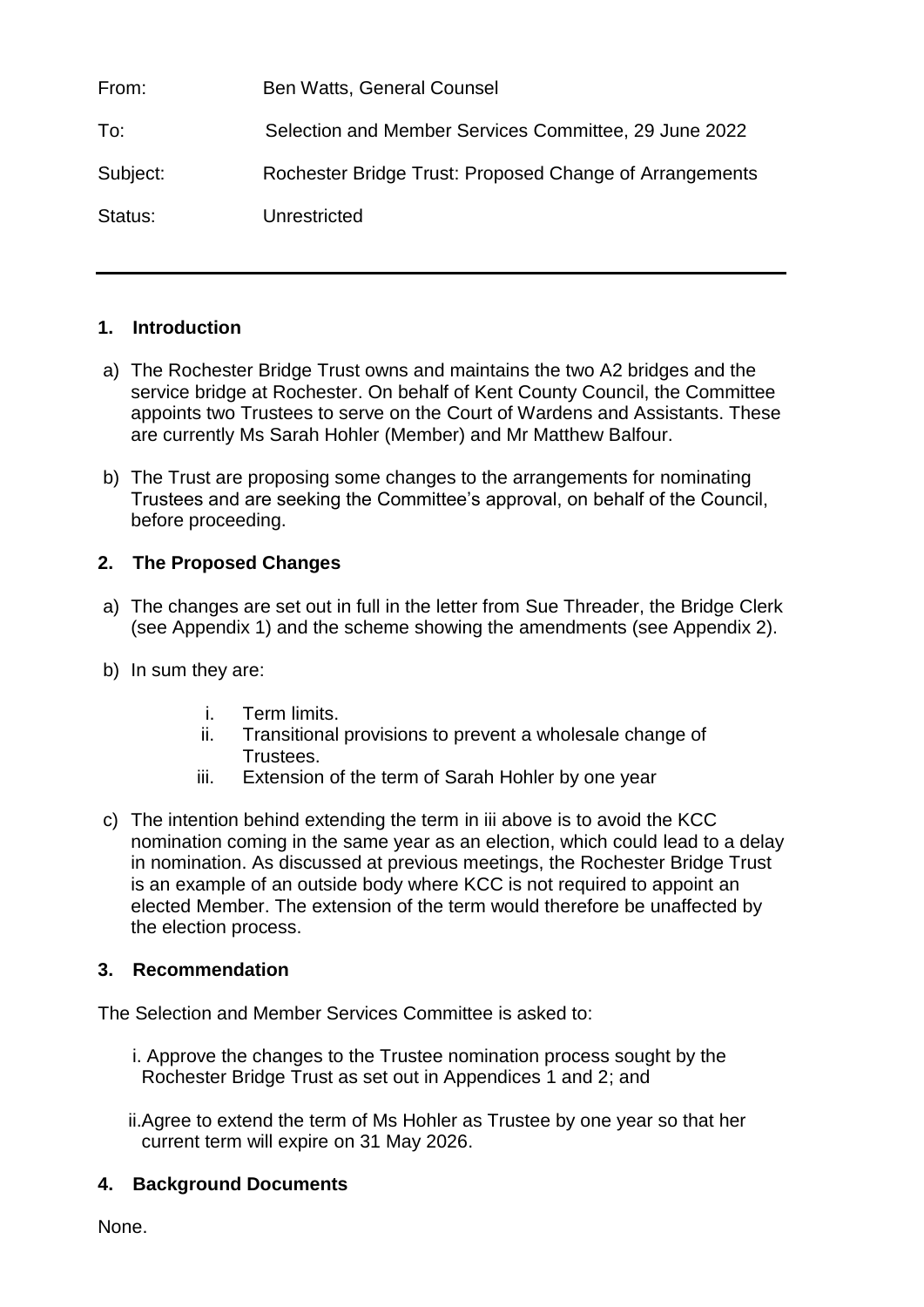| | |
|---|---|
| From: | Ben Watts, General Counsel |
| To: | Selection and Member Services Committee, 29 June 2022 |
| Subject: | Rochester Bridge Trust: Proposed Change of Arrangements |
| Status: | Unrestricted |

---

## 1. Introduction

a) The Rochester Bridge Trust owns and maintains the two A2 bridges and the service bridge at Rochester. On behalf of Kent County Council, the Committee appoints two Trustees to serve on the Court of Wardens and Assistants. These are currently Ms Sarah Hohler (Member) and Mr Matthew Balfour.

b) The Trust are proposing some changes to the arrangements for nominating Trustees and are seeking the Committee's approval, on behalf of the Council, before proceeding.

## 2. The Proposed Changes

a) The changes are set out in full in the letter from Sue Threader, the Bridge Clerk (see Appendix 1) and the scheme showing the amendments (see Appendix 2).

b) In sum they are:

   i. Term limits.
   ii. Transitional provisions to prevent a wholesale change of Trustees.
   iii. Extension of the term of Sarah Hohler by one year

c) The intention behind extending the term in iii above is to avoid the KCC nomination coming in the same year as an election, which could lead to a delay in nomination. As discussed at previous meetings, the Rochester Bridge Trust is an example of an outside body where KCC is not required to appoint an elected Member. The extension of the term would therefore be unaffected by the election process.

## 3. Recommendation

The Selection and Member Services Committee is asked to:

i. Approve the changes to the Trustee nomination process sought by the Rochester Bridge Trust as set out in Appendices 1 and 2; and

ii. Agree to extend the term of Ms Hohler as Trustee by one year so that her current term will expire on 31 May 2026.

## 4. Background Documents

None.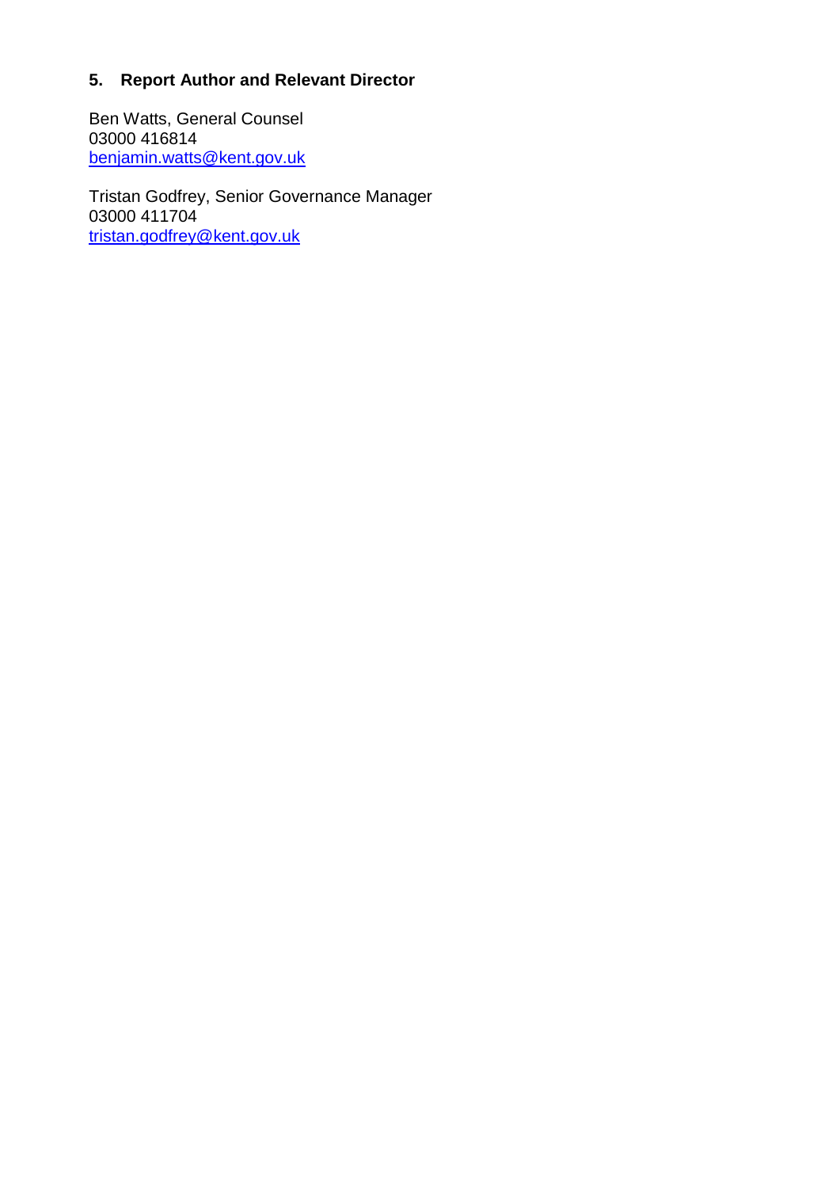## 5. Report Author and Relevant Director

Ben Watts, General Counsel
03000 416814
benjamin.watts@kent.gov.uk

Tristan Godfrey, Senior Governance Manager
03000 411704
tristan.godfrey@kent.gov.uk